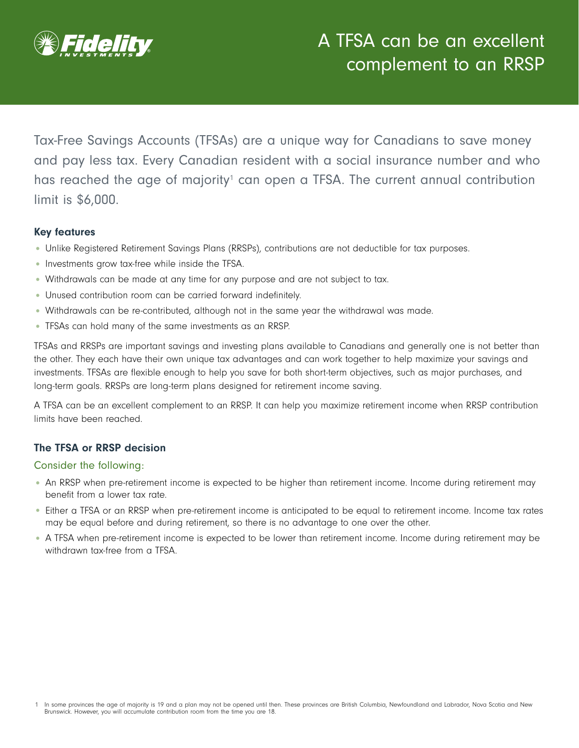# A TFSA can be an excellent complement to an RRSP

Tax-Free Savings Accounts (TFSAs) are a unique way for Canadians to save money and pay less tax. Every Canadian resident with a social insurance number and who has reached the age of majority[1] can open a TFSA. The current annual contribution limit is $6,000.

### Key features

- Unlike Registered Retirement Savings Plans (RRSPs), contributions are not deductible for tax purposes.
- Investments grow tax-free while inside the TFSA.
- Withdrawals can be made at any time for any purpose and are not subject to tax.
- Unused contribution room can be carried forward indefinitely.
- Withdrawals can be re-contributed, although not in the same year the withdrawal was made.
- TFSAs can hold many of the same investments as an RRSP.

TFSAs and RRSPs are important savings and investing plans available to Canadians and generally one is not better than the other. They each have their own unique tax advantages and can work together to help maximize your savings and investments. TFSAs are flexible enough to help you save for both short-term objectives, such as major purchases, and long-term goals. RRSPs are long-term plans designed for retirement income saving.

A TFSA can be an excellent complement to an RRSP. It can help you maximize retirement income when RRSP contribution limits have been reached.

### The TFSA or RRSP decision

#### Consider the following:

- An RRSP when pre-retirement income is expected to be higher than retirement income. Income during retirement may benefit from a lower tax rate.
- Either a TFSA or an RRSP when pre-retirement income is anticipated to be equal to retirement income. Income tax rates may be equal before and during retirement, so there is no advantage to one over the other.
- A TFSA when pre-retirement income is expected to be lower than retirement income. Income during retirement may be withdrawn tax-free from a TFSA.

[1] In some provinces the age of majority is 19 and a plan may not be opened until then. These provinces are British Columbia, Newfoundland and Labrador, Nova Scotia and New Brunswick. However, you will accumulate contribution room from the time you are 18.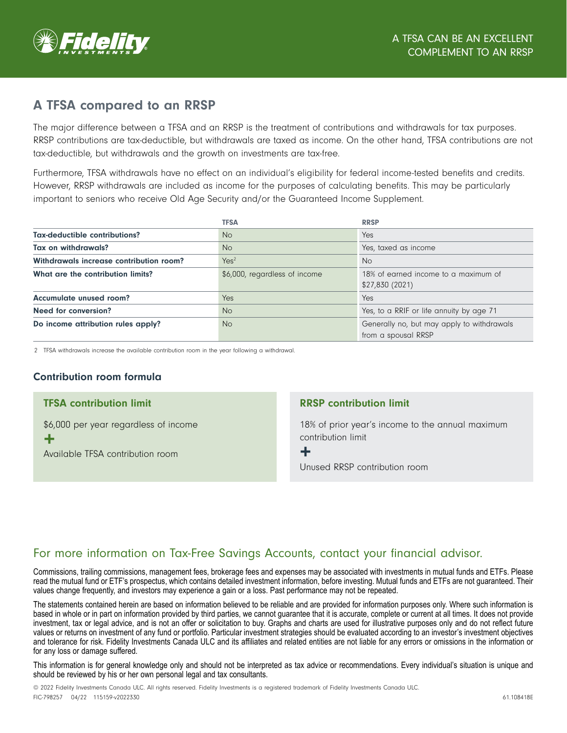A TFSA CAN BE AN EXCELLENT COMPLEMENT TO AN RRSP

## A TFSA compared to an RRSP

The major difference between a TFSA and an RRSP is the treatment of contributions and withdrawals for tax purposes. RRSP contributions are tax-deductible, but withdrawals are taxed as income. On the other hand, TFSA contributions are not tax-deductible, but withdrawals and the growth on investments are tax-free.

Furthermore, TFSA withdrawals have no effect on an individual's eligibility for federal income-tested benefits and credits. However, RRSP withdrawals are included as income for the purposes of calculating benefits. This may be particularly important to seniors who receive Old Age Security and/or the Guaranteed Income Supplement.

| | TFSA | RRSP |
| --- | --- | --- |
| **Tax-deductible contributions?** | No | Yes |
| **Tax on withdrawals?** | No | Yes, taxed as income |
| **Withdrawals increase contribution room?** | Yes[2] | No |
| **What are the contribution limits?** | $6,000, regardless of income | 18% of earned income to a maximum of $27,830 (2021) |
| **Accumulate unused room?** | Yes | Yes |
| **Need for conversion?** | No | Yes, to a RRIF or life annuity by age 71 |
| **Do income attribution rules apply?** | No | Generally no, but may apply to withdrawals from a spousal RRSP |

2 TFSA withdrawals increase the available contribution room in the year following a withdrawal.

### Contribution room formula

**TFSA contribution limit**

$6,000 per year regardless of income

+

Available TFSA contribution room

**RRSP contribution limit**

18% of prior year's income to the annual maximum contribution limit

+

Unused RRSP contribution room

## For more information on Tax-Free Savings Accounts, contact your financial advisor.

Commissions, trailing commissions, management fees, brokerage fees and expenses may be associated with investments in mutual funds and ETFs. Please read the mutual fund or ETF's prospectus, which contains detailed investment information, before investing. Mutual funds and ETFs are not guaranteed. Their values change frequently, and investors may experience a gain or a loss. Past performance may not be repeated.

The statements contained herein are based on information believed to be reliable and are provided for information purposes only. Where such information is based in whole or in part on information provided by third parties, we cannot guarantee that it is accurate, complete or current at all times. It does not provide investment, tax or legal advice, and is not an offer or solicitation to buy. Graphs and charts are used for illustrative purposes only and do not reflect future values or returns on investment of any fund or portfolio. Particular investment strategies should be evaluated according to an investor's investment objectives and tolerance for risk. Fidelity Investments Canada ULC and its affiliates and related entities are not liable for any errors or omissions in the information or for any loss or damage suffered.

This information is for general knowledge only and should not be interpreted as tax advice or recommendations. Every individual's situation is unique and should be reviewed by his or her own personal legal and tax consultants.

© 2022 Fidelity Investments Canada ULC. All rights reserved. Fidelity Investments is a registered trademark of Fidelity Investments Canada ULC.

FIC-798257 04/22 115159-v2022330 61.108418E